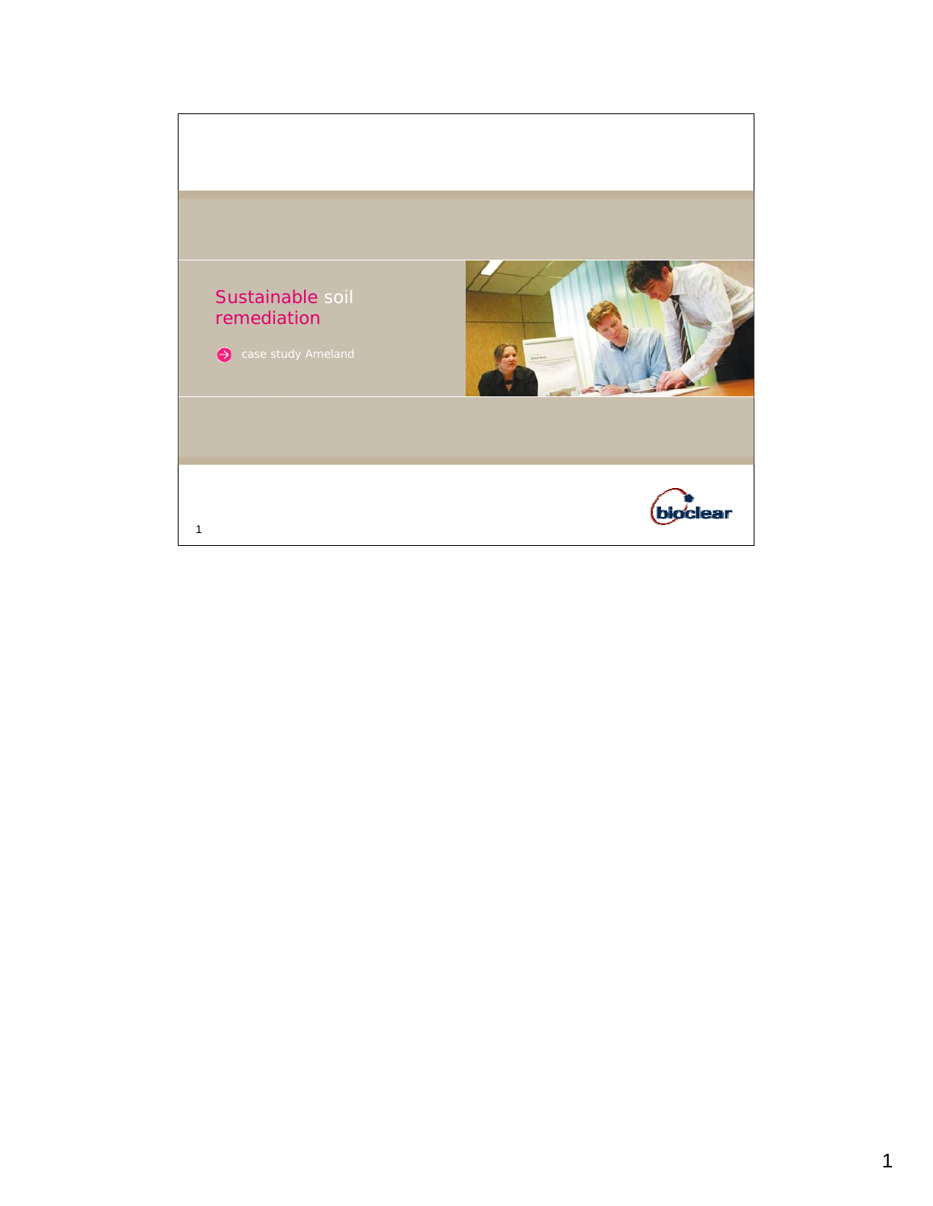# Sustainable soil remediation

- case study Ameland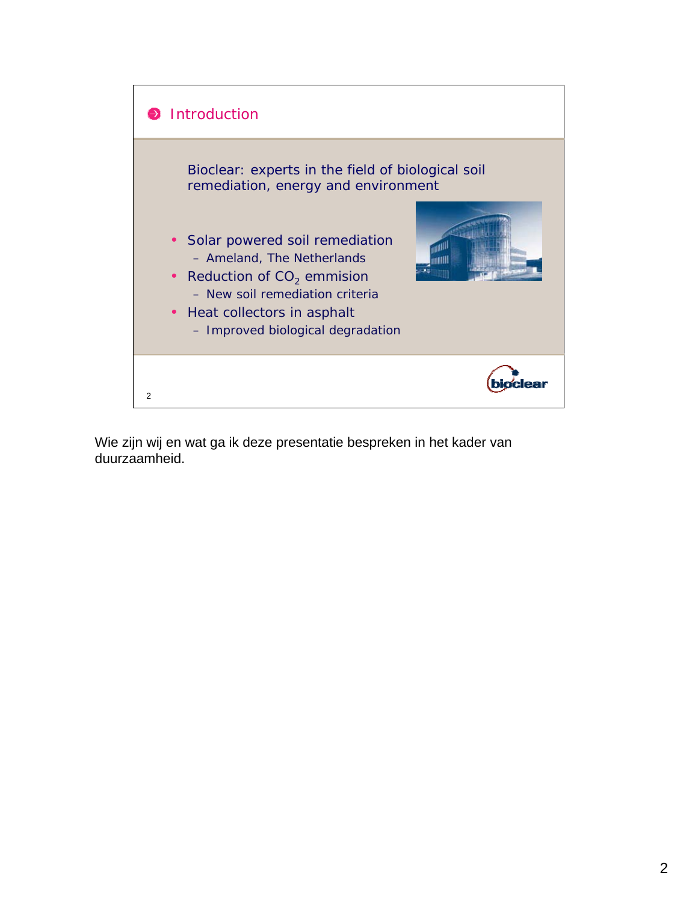## Introduction

Bioclear: experts in the field of biological soil remediation, energy and environment

- Solar powered soil remediation
  - Ameland, The Netherlands
- Reduction of $CO_2$ emmision
  - New soil remediation criteria
- Heat collectors in asphalt
  - Improved biological degradation

Wie zijn wij en wat ga ik deze presentatie bespreken in het kader van duurzaamheid.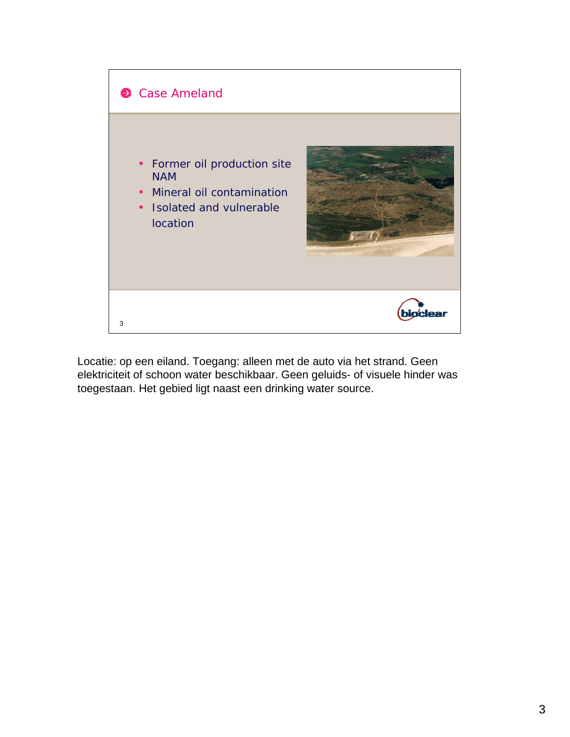## Case Ameland

- Former oil production site NAM
- Mineral oil contamination
- Isolated and vulnerable location

Locatie: op een eiland. Toegang: alleen met de auto via het strand. Geen elektriciteit of schoon water beschikbaar. Geen geluids- of visuele hinder was toegestaan. Het gebied ligt naast een drinking water source.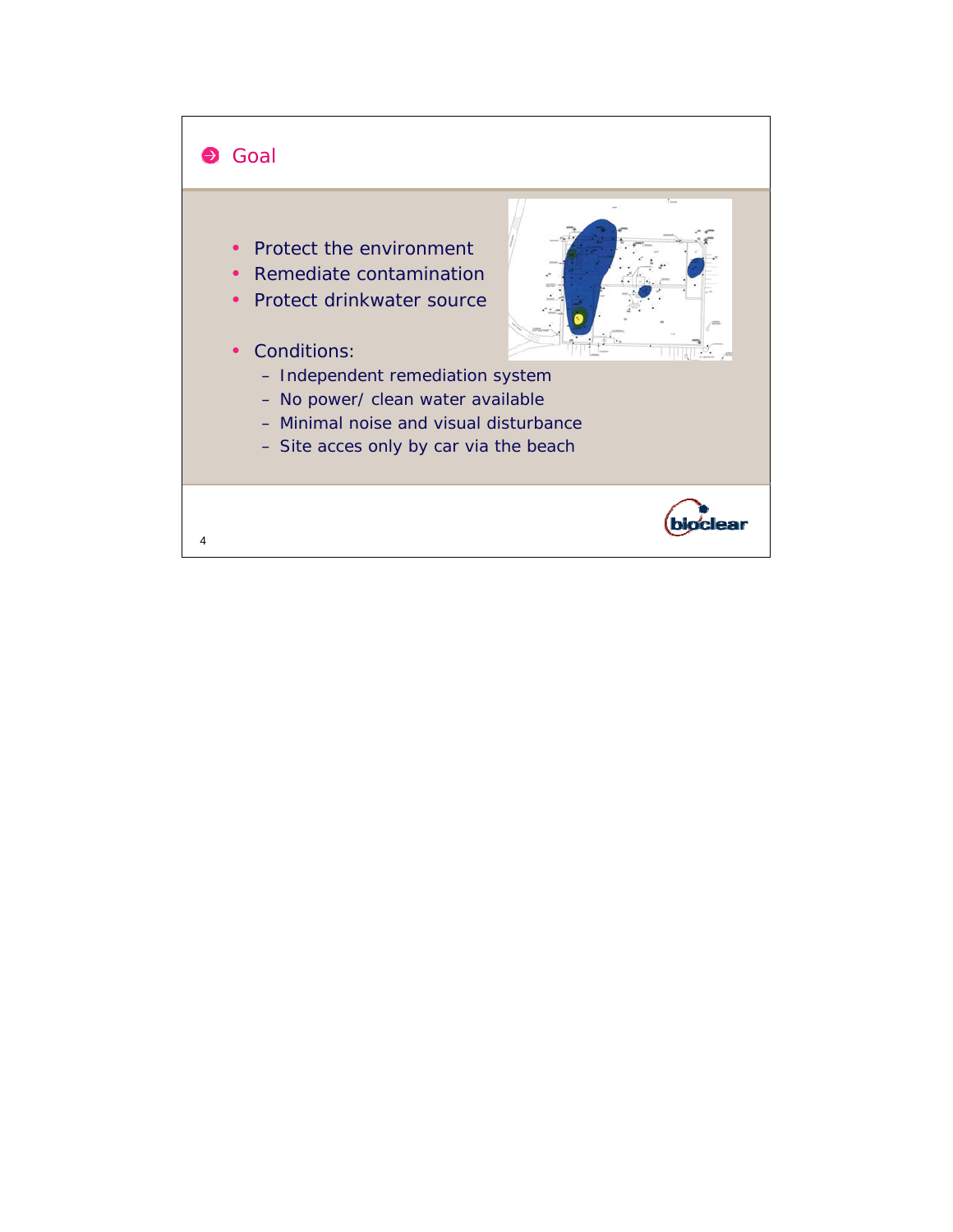## Goal

- Protect the environment
- Remediate contamination
- Protect drinkwater source

- Conditions:
  - Independent remediation system
  - No power/ clean water available
  - Minimal noise and visual disturbance
  - Site acces only by car via the beach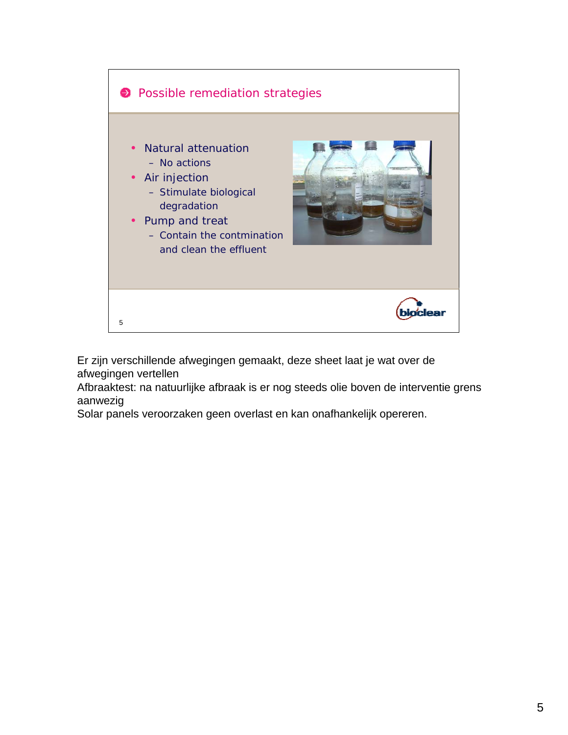## Possible remediation strategies

- Natural attenuation
  - No actions
- Air injection
  - Stimulate biological degradation
- Pump and treat
  - Contain the contmination and clean the effluent

5

Er zijn verschillende afwegingen gemaakt, deze sheet laat je wat over de afwegingen vertellen
Afbraaktest: na natuurlijke afbraak is er nog steeds olie boven de interventie grens aanwezig
Solar panels veroorzaken geen overlast en kan onafhankelijk opereren.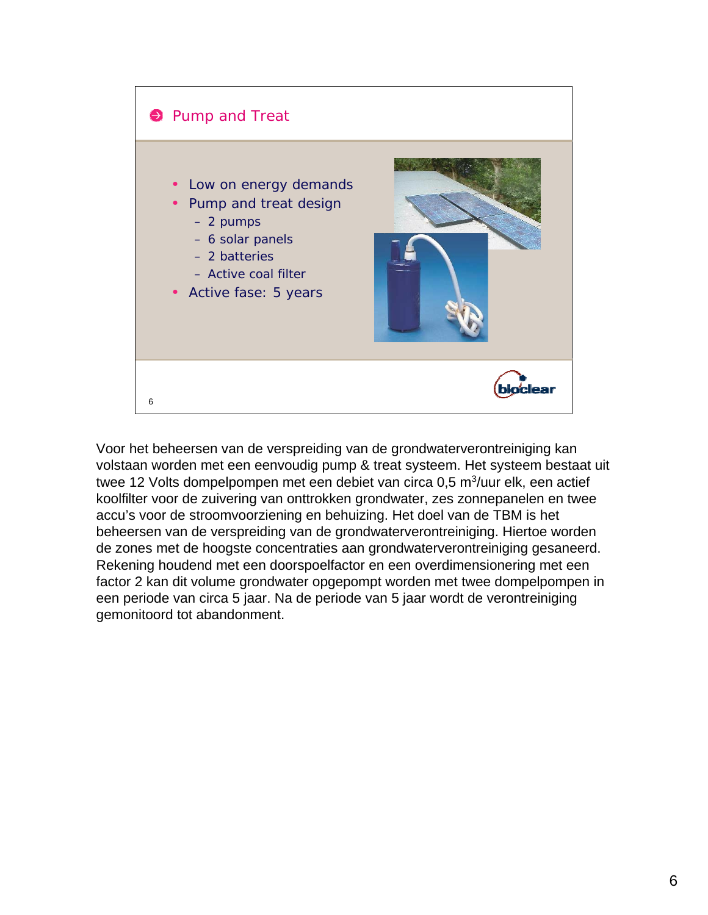## Pump and Treat

- Low on energy demands
- Pump and treat design
  - 2 pumps
  - 6 solar panels
  - 2 batteries
  - Active coal filter
- Active fase: 5 years

Voor het beheersen van de verspreiding van de grondwaterverontreiniging kan volstaan worden met een eenvoudig pump & treat systeem. Het systeem bestaat uit twee 12 Volts dompelpompen met een debiet van circa 0,5 $m^3$/uur elk, een actief koolfilter voor de zuivering van onttrokken grondwater, zes zonnepanelen en twee accu's voor de stroomvoorziening en behuizing. Het doel van de TBM is het beheersen van de verspreiding van de grondwaterverontreiniging. Hiertoe worden de zones met de hoogste concentraties aan grondwaterverontreiniging gesaneerd. Rekening houdend met een doorspoelfactor en een overdimensionering met een factor 2 kan dit volume grondwater opgepompt worden met twee dompelpompen in een periode van circa 5 jaar. Na de periode van 5 jaar wordt de verontreiniging gemonitoord tot abandonment.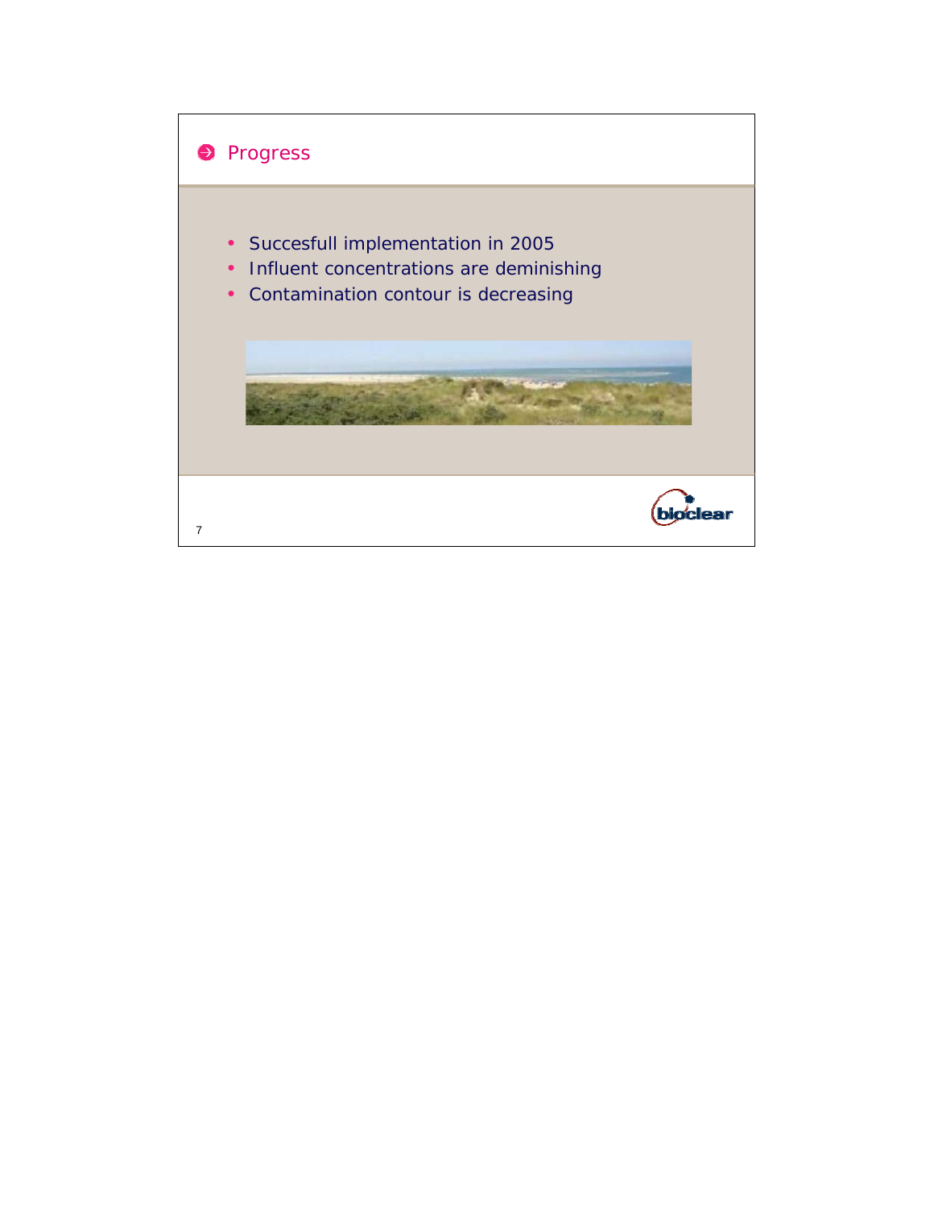## Progress

- Succesfull implementation in 2005
- Influent concentrations are deminishing
- Contamination contour is decreasing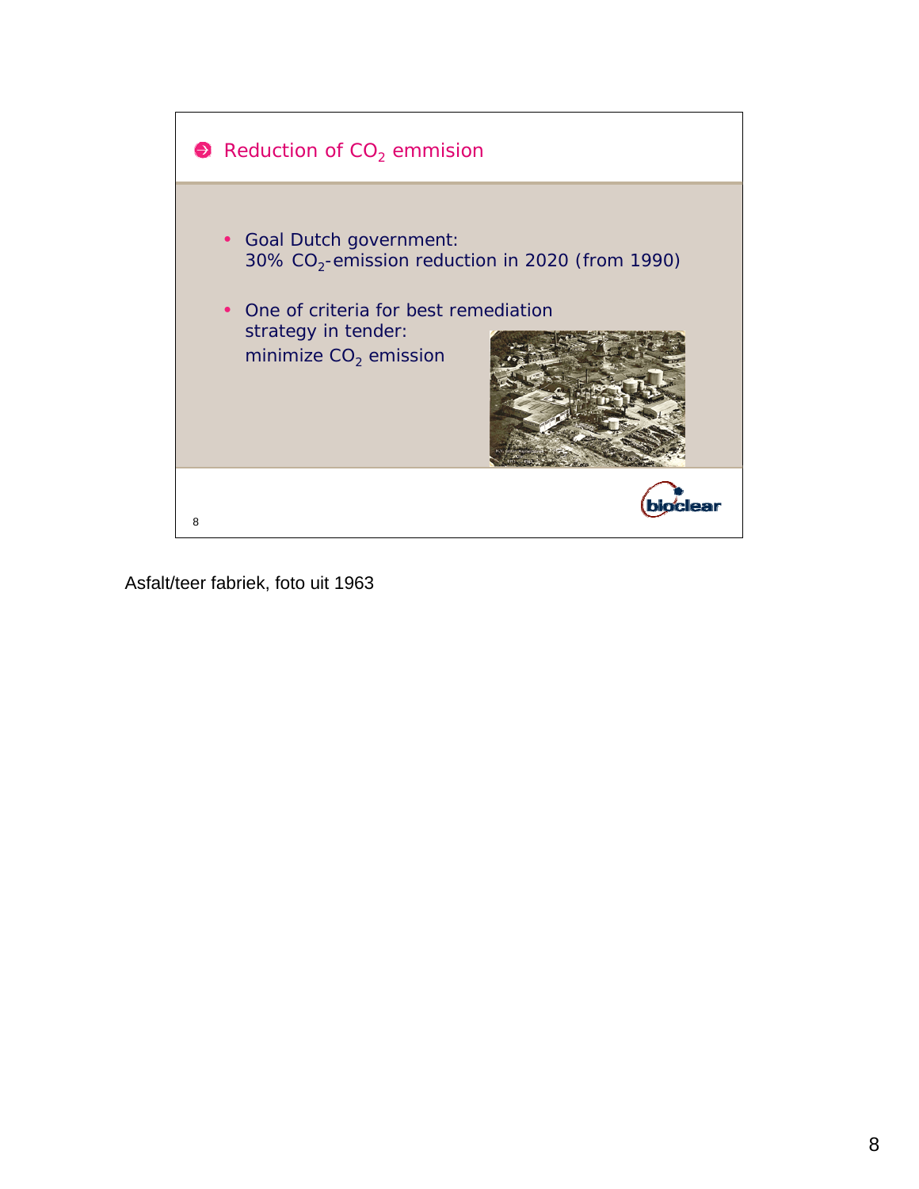## Reduction of $CO_2$ emmision

- Goal Dutch government:
  30% $CO_2$-emission reduction in 2020 (from 1990)
- One of criteria for best remediation strategy in tender:
  minimize $CO_2$ emission

Asfalt/teer fabriek, foto uit 1963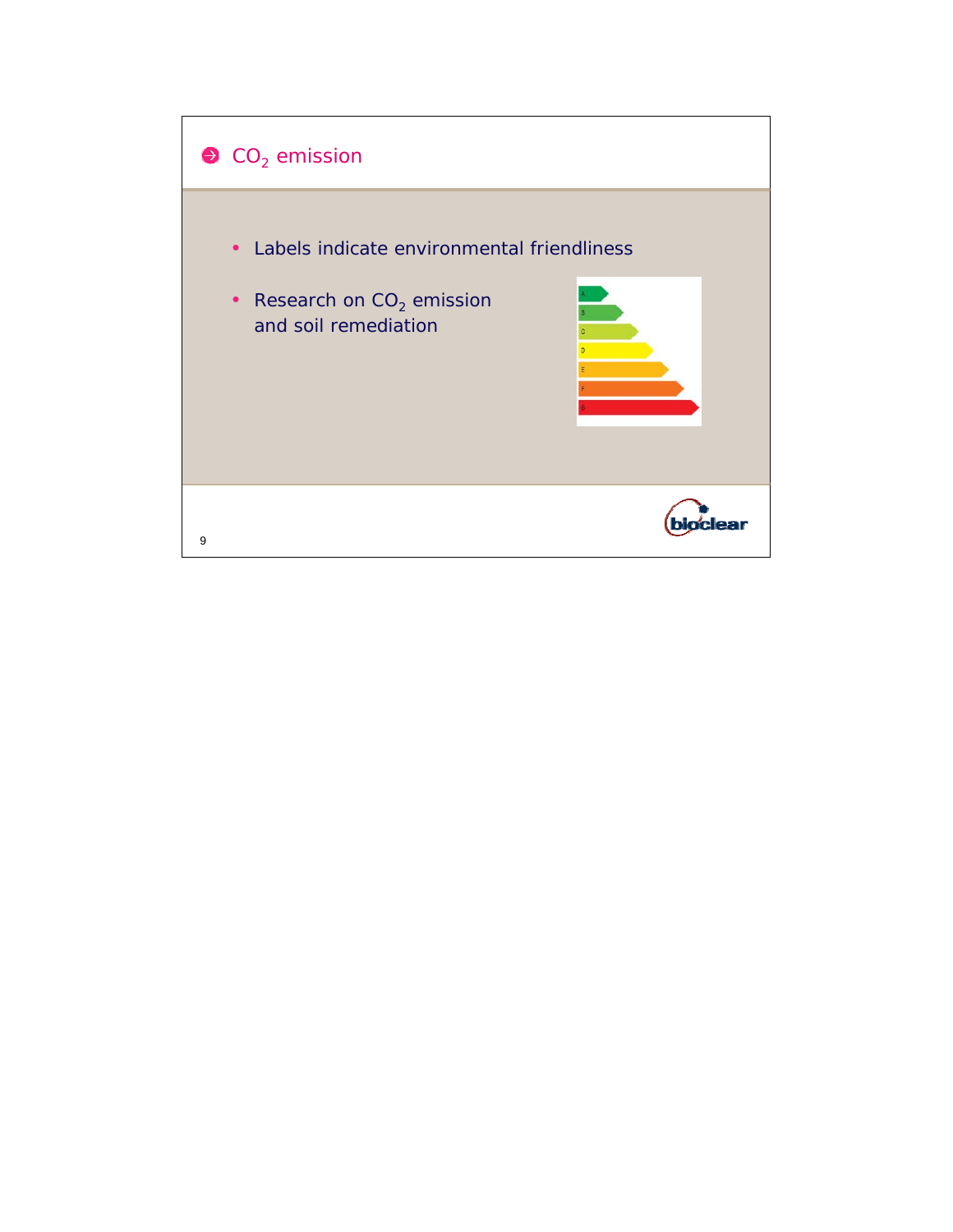# $CO_2$ emission

- Labels indicate environmental friendliness
- Research on $CO_2$ emission and soil remediation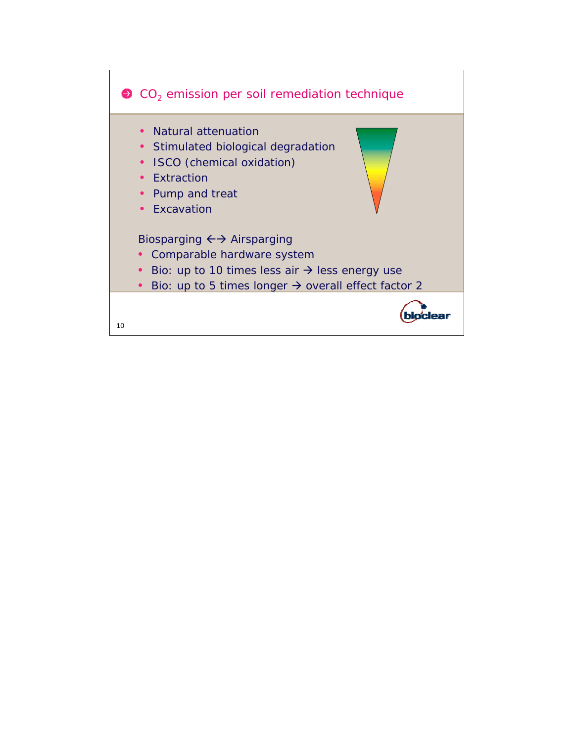## $CO_2$ emission per soil remediation technique

- Natural attenuation
- Stimulated biological degradation
- ISCO (chemical oxidation)
- Extraction
- Pump and treat
- Excavation

Biosparging ←→ Airsparging

- Comparable hardware system
- Bio: up to 10 times less air → less energy use
- Bio: up to 5 times longer → overall effect factor 2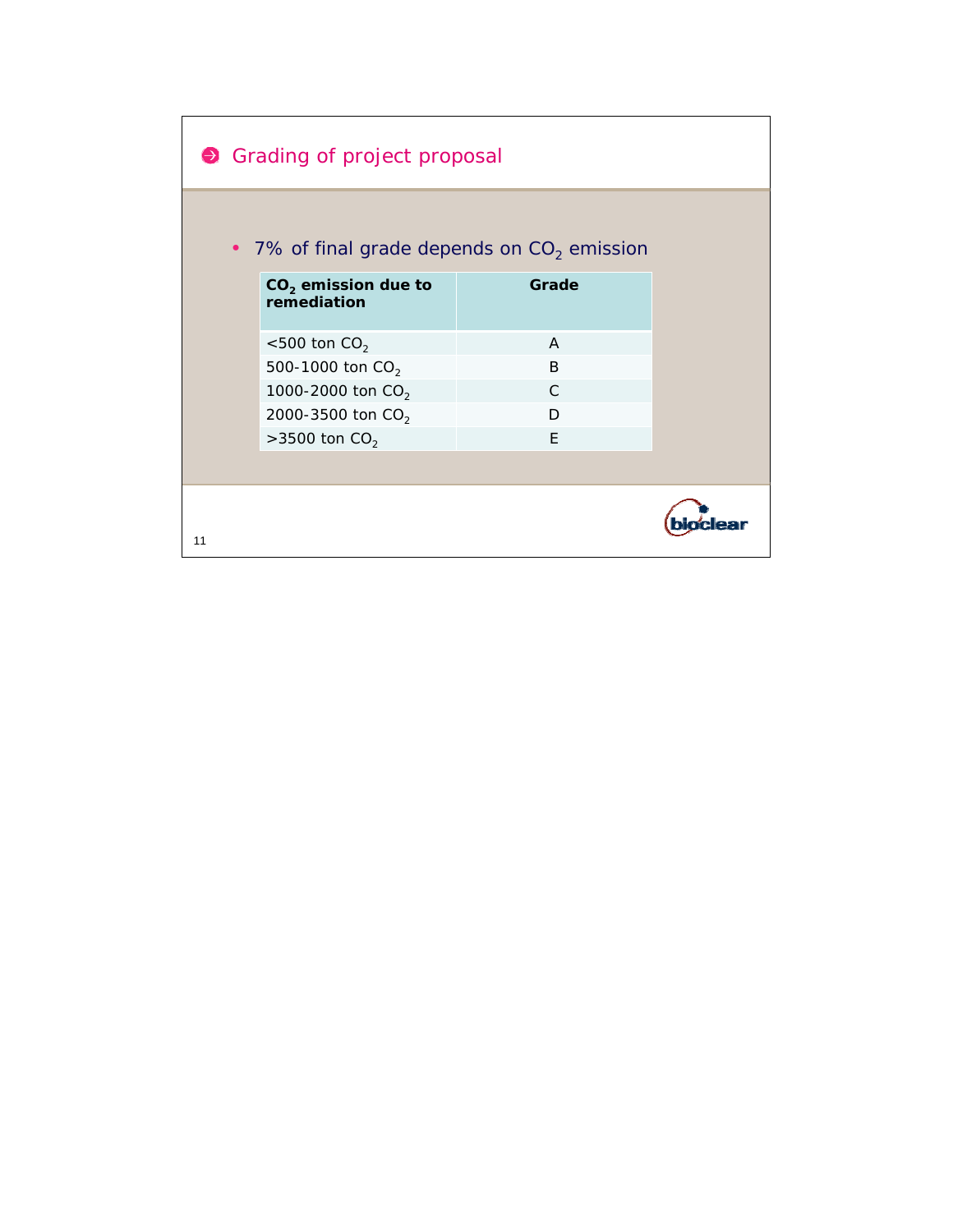## Grading of project proposal

- 7% of final grade depends on $CO_2$ emission

| $CO_2$ emission due to remediation | Grade |
|---|---|
| <500 ton $CO_2$ | A |
| 500-1000 ton $CO_2$ | B |
| 1000-2000 ton $CO_2$ | C |
| 2000-3500 ton $CO_2$ | D |
| >3500 ton $CO_2$ | E |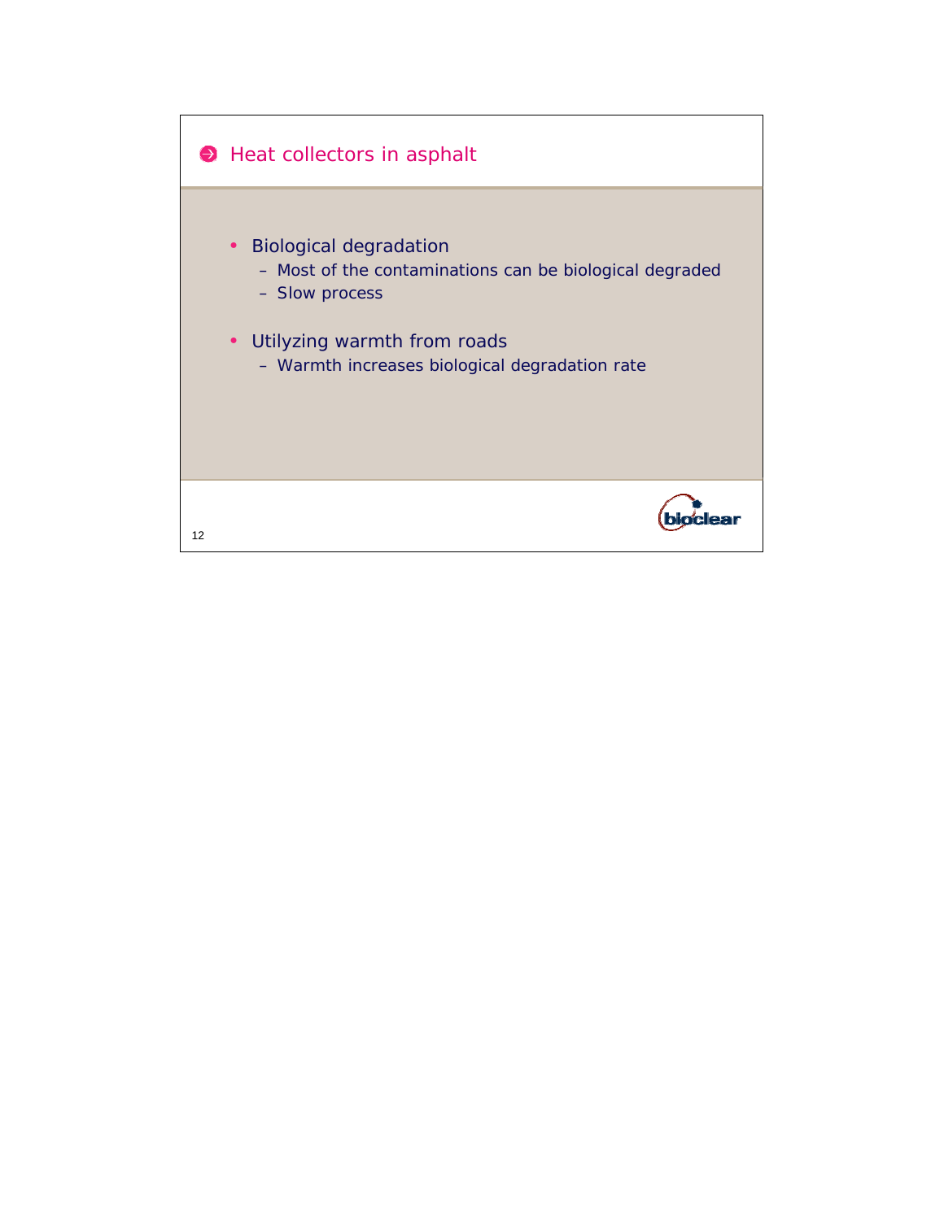## Heat collectors in asphalt

- Biological degradation
  - Most of the contaminations can be biological degraded
  - Slow process
- Utilyzing warmth from roads
  - Warmth increases biological degradation rate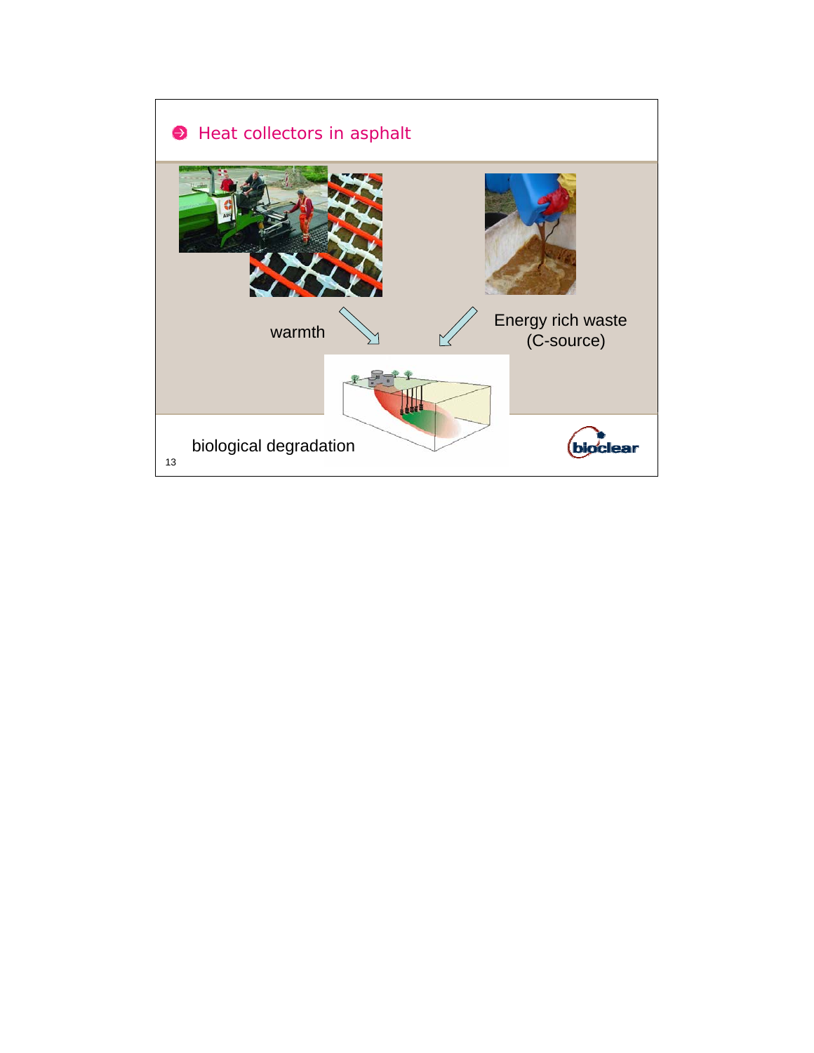# Heat collectors in asphalt

warmth

Energy rich waste
(C-source)

biological degradation